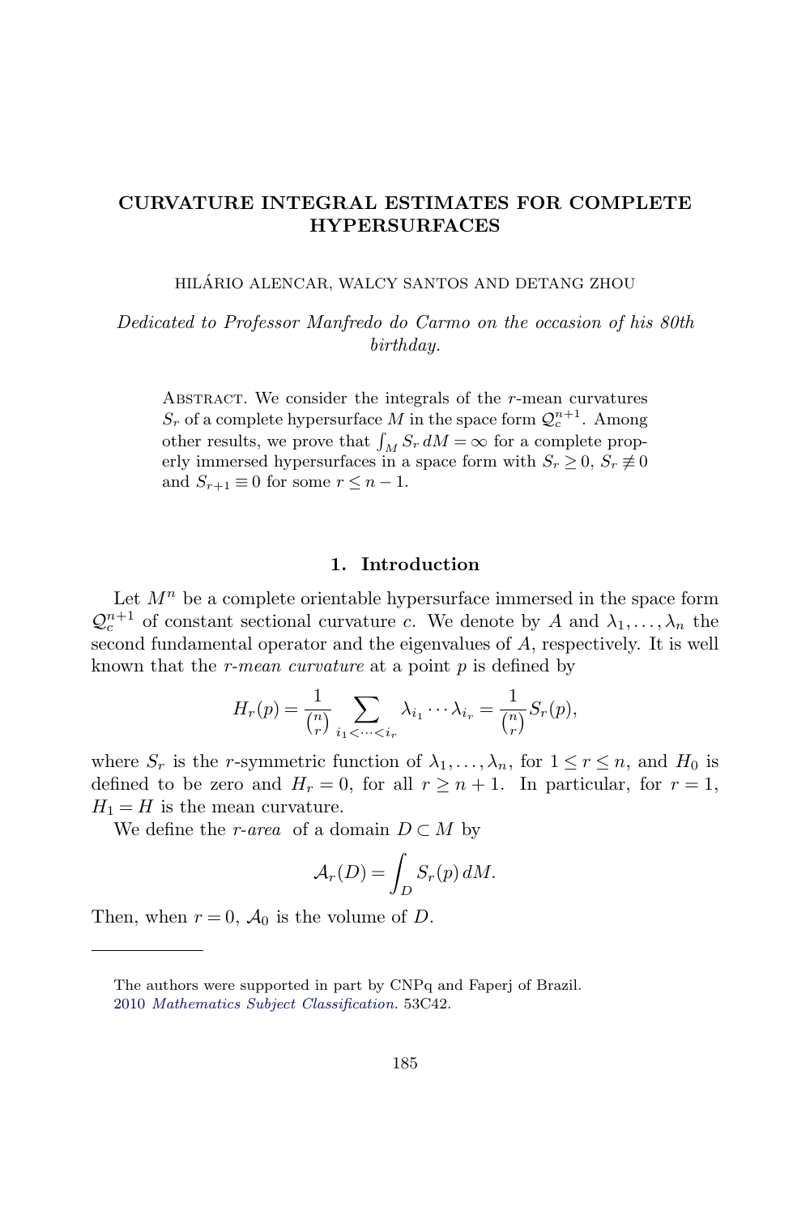# CURVATURE INTEGRAL ESTIMATES FOR COMPLETE HYPERSURFACES

HILÁRIO ALENCAR, WALCY SANTOS AND DETANG ZHOU

*Dedicated to Professor Manfredo do Carmo on the occasion of his 80th birthday.*

ABSTRACT. We consider the integrals of the $r$-mean curvatures $S_r$ of a complete hypersurface $M$ in the space form $\mathcal{Q}_c^{n+1}$. Among other results, we prove that $\int_M S_r\, dM = \infty$ for a complete properly immersed hypersurfaces in a space form with $S_r \geq 0$, $S_r \not\equiv 0$ and $S_{r+1} \equiv 0$ for some $r \leq n-1$.

## 1. Introduction

Let $M^n$ be a complete orientable hypersurface immersed in the space form $\mathcal{Q}_c^{n+1}$ of constant sectional curvature $c$. We denote by $A$ and $\lambda_1, \ldots, \lambda_n$ the second fundamental operator and the eigenvalues of $A$, respectively. It is well known that the *r-mean curvature* at a point $p$ is defined by

$$H_r(p) = \frac{1}{\binom{n}{r}} \sum_{i_1 < \cdots < i_r} \lambda_{i_1} \cdots \lambda_{i_r} = \frac{1}{\binom{n}{r}} S_r(p),$$

where $S_r$ is the $r$-symmetric function of $\lambda_1, \ldots, \lambda_n$, for $1 \leq r \leq n$, and $H_0$ is defined to be zero and $H_r = 0$, for all $r \geq n+1$. In particular, for $r = 1$, $H_1 = H$ is the mean curvature.

We define the *r-area* of a domain $D \subset M$ by

$$\mathcal{A}_r(D) = \int_D S_r(p)\, dM.$$

Then, when $r = 0$, $\mathcal{A}_0$ is the volume of $D$.

The authors were supported in part by CNPq and Faperj of Brazil.
2010 *Mathematics Subject Classification.* 53C42.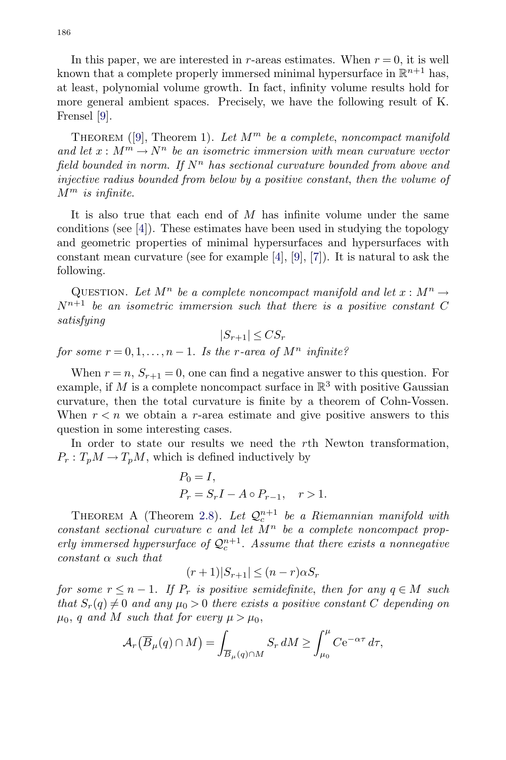In this paper, we are interested in $r$-areas estimates. When $r = 0$, it is well known that a complete properly immersed minimal hypersurface in $\mathbb{R}^{n+1}$ has, at least, polynomial volume growth. In fact, infinity volume results hold for more general ambient spaces. Precisely, we have the following result of K. Frensel [9].

Theorem ([9], Theorem 1). *Let $M^m$ be a complete, noncompact manifold and let $x : M^m \to N^n$ be an isometric immersion with mean curvature vector field bounded in norm. If $N^n$ has sectional curvature bounded from above and injective radius bounded from below by a positive constant, then the volume of $M^m$ is infinite.*

It is also true that each end of $M$ has infinite volume under the same conditions (see [4]). These estimates have been used in studying the topology and geometric properties of minimal hypersurfaces and hypersurfaces with constant mean curvature (see for example [4], [9], [7]). It is natural to ask the following.

Question. *Let $M^n$ be a complete noncompact manifold and let $x : M^n \to N^{n+1}$ be an isometric immersion such that there is a positive constant $C$ satisfying*

$$|S_{r+1}| \leq C S_r$$

*for some $r = 0, 1, \ldots, n-1$. Is the $r$-area of $M^n$ infinite?*

When $r = n$, $S_{r+1} = 0$, one can find a negative answer to this question. For example, if $M$ is a complete noncompact surface in $\mathbb{R}^3$ with positive Gaussian curvature, then the total curvature is finite by a theorem of Cohn-Vossen. When $r < n$ we obtain a $r$-area estimate and give positive answers to this question in some interesting cases.

In order to state our results we need the $r$th Newton transformation, $P_r : T_pM \to T_pM$, which is defined inductively by

$$\begin{aligned} &P_0 = I, \\ &P_r = S_r I - A \circ P_{r-1}, \quad r > 1. \end{aligned}$$

Theorem A (Theorem 2.8). *Let $\mathcal{Q}_c^{n+1}$ be a Riemannian manifold with constant sectional curvature $c$ and let $M^n$ be a complete noncompact properly immersed hypersurface of $\mathcal{Q}_c^{n+1}$. Assume that there exists a nonnegative constant $\alpha$ such that*

$$(r+1)|S_{r+1}| \leq (n-r)\alpha S_r$$

*for some $r \leq n-1$. If $P_r$ is positive semidefinite, then for any $q \in M$ such that $S_r(q) \neq 0$ and any $\mu_0 > 0$ there exists a positive constant $C$ depending on $\mu_0$, $q$ and $M$ such that for every $\mu > \mu_0$,*

$$\mathcal{A}_r\big(\overline{B}_\mu(q) \cap M\big) = \int_{\overline{B}_\mu(q)\cap M} S_r \, dM \geq \int_{\mu_0}^{\mu} C \mathrm{e}^{-\alpha\tau} \, d\tau,$$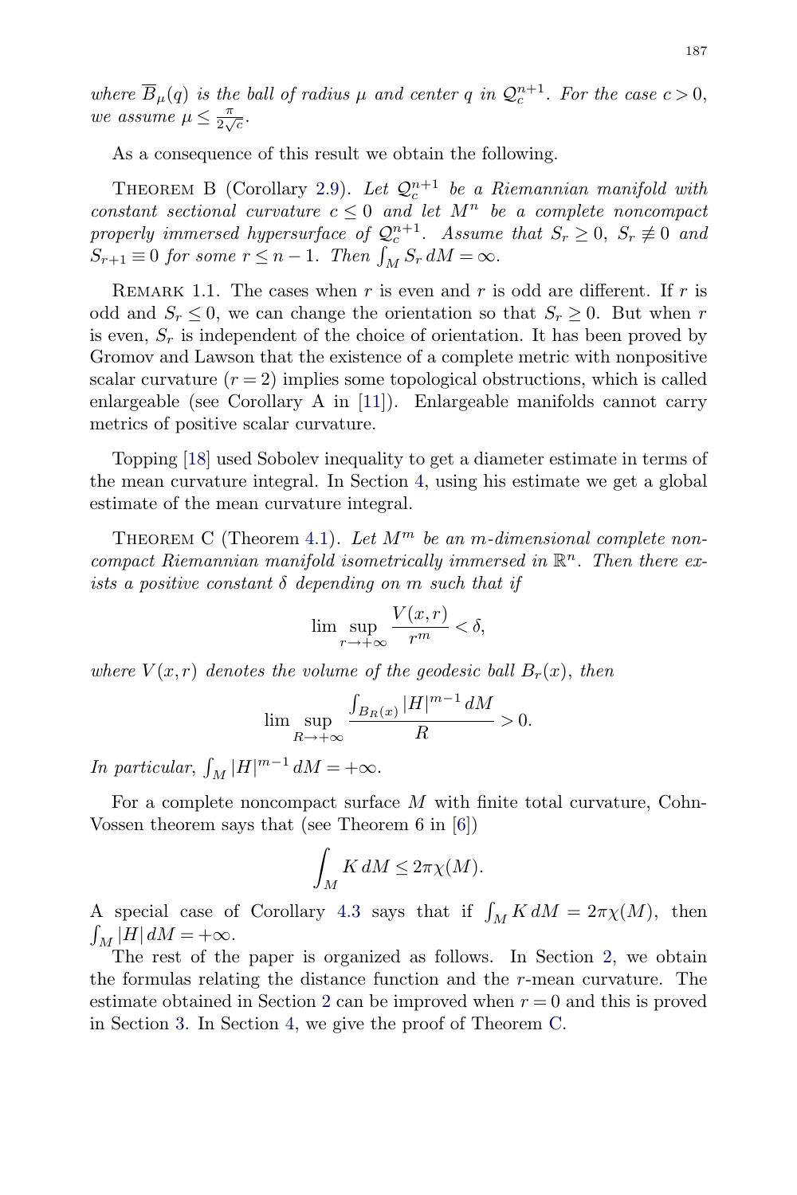*where $\overline{B}_\mu(q)$ is the ball of radius $\mu$ and center $q$ in $\mathcal{Q}_c^{n+1}$. For the case $c>0$, we assume $\mu \leq \frac{\pi}{2\sqrt{c}}$.*

As a consequence of this result we obtain the following.

Theorem B (Corollary 2.9). *Let $\mathcal{Q}_c^{n+1}$ be a Riemannian manifold with constant sectional curvature $c \leq 0$ and let $M^n$ be a complete noncompact properly immersed hypersurface of $\mathcal{Q}_c^{n+1}$. Assume that $S_r \geq 0$, $S_r \not\equiv 0$ and $S_{r+1} \equiv 0$ for some $r \leq n-1$. Then $\int_M S_r\, dM = \infty$.*

Remark 1.1. The cases when $r$ is even and $r$ is odd are different. If $r$ is odd and $S_r \leq 0$, we can change the orientation so that $S_r \geq 0$. But when $r$ is even, $S_r$ is independent of the choice of orientation. It has been proved by Gromov and Lawson that the existence of a complete metric with nonpositive scalar curvature ($r=2$) implies some topological obstructions, which is called enlargeable (see Corollary A in [11]). Enlargeable manifolds cannot carry metrics of positive scalar curvature.

Topping [18] used Sobolev inequality to get a diameter estimate in terms of the mean curvature integral. In Section 4, using his estimate we get a global estimate of the mean curvature integral.

Theorem C (Theorem 4.1). *Let $M^m$ be an $m$-dimensional complete noncompact Riemannian manifold isometrically immersed in $\mathbb{R}^n$. Then there exists a positive constant $\delta$ depending on $m$ such that if*

$$\lim\sup_{r\to+\infty} \frac{V(x,r)}{r^m} < \delta,$$

*where $V(x,r)$ denotes the volume of the geodesic ball $B_r(x)$, then*

$$\lim\sup_{R\to+\infty} \frac{\int_{B_R(x)} |H|^{m-1}\, dM}{R} > 0.$$

*In particular, $\int_M |H|^{m-1}\, dM = +\infty$.*

For a complete noncompact surface $M$ with finite total curvature, Cohn-Vossen theorem says that (see Theorem 6 in [6])

$$\int_M K\, dM \leq 2\pi\chi(M).$$

A special case of Corollary 4.3 says that if $\int_M K\, dM = 2\pi\chi(M)$, then $\int_M |H|\, dM = +\infty$.

The rest of the paper is organized as follows. In Section 2, we obtain the formulas relating the distance function and the $r$-mean curvature. The estimate obtained in Section 2 can be improved when $r=0$ and this is proved in Section 3. In Section 4, we give the proof of Theorem C.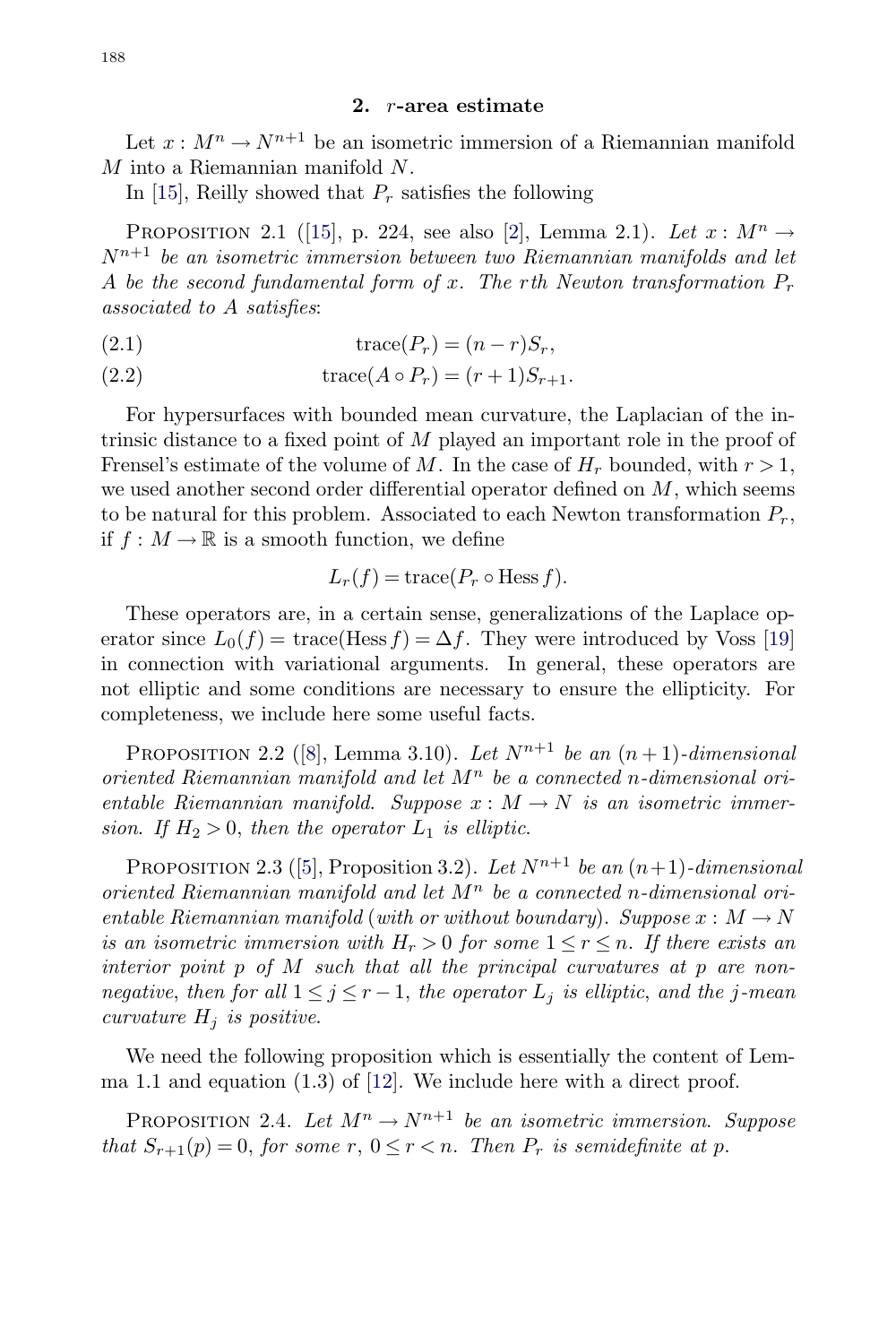## 2. $r$-area estimate

Let $x : M^n \to N^{n+1}$ be an isometric immersion of a Riemannian manifold $M$ into a Riemannian manifold $N$.

In [15], Reilly showed that $P_r$ satisfies the following

Proposition 2.1 ([15], p. 224, see also [2], Lemma 2.1). *Let $x : M^n \to N^{n+1}$ be an isometric immersion between two Riemannian manifolds and let $A$ be the second fundamental form of $x$. The $r$th Newton transformation $P_r$ associated to $A$ satisfies*:

$$\operatorname{trace}(P_r) = (n-r)S_r, \tag{2.1}$$

$$\operatorname{trace}(A \circ P_r) = (r+1)S_{r+1}. \tag{2.2}$$

For hypersurfaces with bounded mean curvature, the Laplacian of the intrinsic distance to a fixed point of $M$ played an important role in the proof of Frensel's estimate of the volume of $M$. In the case of $H_r$ bounded, with $r > 1$, we used another second order differential operator defined on $M$, which seems to be natural for this problem. Associated to each Newton transformation $P_r$, if $f : M \to \mathbb{R}$ is a smooth function, we define

$$L_r(f) = \operatorname{trace}(P_r \circ \operatorname{Hess} f).$$

These operators are, in a certain sense, generalizations of the Laplace operator since $L_0(f) = \operatorname{trace}(\operatorname{Hess} f) = \Delta f$. They were introduced by Voss [19] in connection with variational arguments. In general, these operators are not elliptic and some conditions are necessary to ensure the ellipticity. For completeness, we include here some useful facts.

Proposition 2.2 ([8], Lemma 3.10). *Let $N^{n+1}$ be an $(n+1)$-dimensional oriented Riemannian manifold and let $M^n$ be a connected $n$-dimensional orientable Riemannian manifold. Suppose $x : M \to N$ is an isometric immersion. If $H_2 > 0$, then the operator $L_1$ is elliptic.*

Proposition 2.3 ([5], Proposition 3.2). *Let $N^{n+1}$ be an $(n+1)$-dimensional oriented Riemannian manifold and let $M^n$ be a connected $n$-dimensional orientable Riemannian manifold (with or without boundary). Suppose $x : M \to N$ is an isometric immersion with $H_r > 0$ for some $1 \le r \le n$. If there exists an interior point $p$ of $M$ such that all the principal curvatures at $p$ are nonnegative, then for all $1 \le j \le r-1$, the operator $L_j$ is elliptic, and the $j$-mean curvature $H_j$ is positive.*

We need the following proposition which is essentially the content of Lemma 1.1 and equation (1.3) of [12]. We include here with a direct proof.

Proposition 2.4. *Let $M^n \to N^{n+1}$ be an isometric immersion. Suppose that $S_{r+1}(p) = 0$, for some $r$, $0 \le r < n$. Then $P_r$ is semidefinite at $p$.*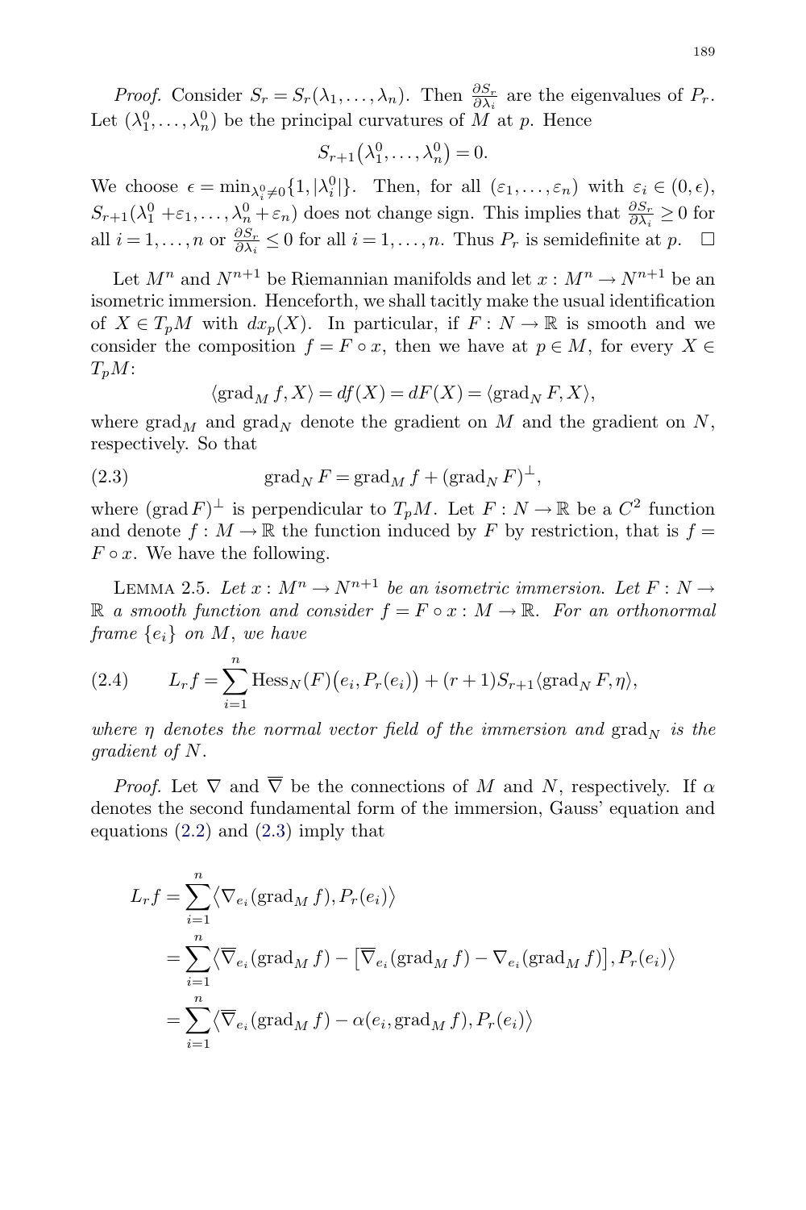*Proof.* Consider $S_r = S_r(\lambda_1, \ldots, \lambda_n)$. Then $\frac{\partial S_r}{\partial \lambda_i}$ are the eigenvalues of $P_r$. Let $(\lambda_1^0, \ldots, \lambda_n^0)$ be the principal curvatures of $M$ at $p$. Hence

$$S_{r+1}(\lambda_1^0, \ldots, \lambda_n^0) = 0.$$

We choose $\epsilon = \min_{\lambda_i^0 \neq 0}\{1, |\lambda_i^0|\}$. Then, for all $(\varepsilon_1, \ldots, \varepsilon_n)$ with $\varepsilon_i \in (0, \epsilon)$, $S_{r+1}(\lambda_1^0 + \varepsilon_1, \ldots, \lambda_n^0 + \varepsilon_n)$ does not change sign. This implies that $\frac{\partial S_r}{\partial \lambda_i} \geq 0$ for all $i = 1, \ldots, n$ or $\frac{\partial S_r}{\partial \lambda_i} \leq 0$ for all $i = 1, \ldots, n$. Thus $P_r$ is semidefinite at $p$. $\square$

Let $M^n$ and $N^{n+1}$ be Riemannian manifolds and let $x : M^n \to N^{n+1}$ be an isometric immersion. Henceforth, we shall tacitly make the usual identification of $X \in T_pM$ with $dx_p(X)$. In particular, if $F : N \to \mathbb{R}$ is smooth and we consider the composition $f = F \circ x$, then we have at $p \in M$, for every $X \in T_pM$:

$$\langle \operatorname{grad}_M f, X\rangle = df(X) = dF(X) = \langle \operatorname{grad}_N F, X\rangle,$$

where $\operatorname{grad}_M$ and $\operatorname{grad}_N$ denote the gradient on $M$ and the gradient on $N$, respectively. So that

$$\operatorname{grad}_N F = \operatorname{grad}_M f + (\operatorname{grad}_N F)^{\perp}, \tag{2.3}$$

where $(\operatorname{grad} F)^{\perp}$ is perpendicular to $T_pM$. Let $F : N \to \mathbb{R}$ be a $C^2$ function and denote $f : M \to \mathbb{R}$ the function induced by $F$ by restriction, that is $f = F \circ x$. We have the following.

Lemma 2.5. *Let $x : M^n \to N^{n+1}$ be an isometric immersion. Let $F : N \to \mathbb{R}$ a smooth function and consider $f = F \circ x : M \to \mathbb{R}$. For an orthonormal frame $\{e_i\}$ on $M$, we have*

$$L_r f = \sum_{i=1}^{n} \operatorname{Hess}_N(F)\big(e_i, P_r(e_i)\big) + (r+1)S_{r+1}\langle \operatorname{grad}_N F, \eta\rangle, \tag{2.4}$$

*where $\eta$ denotes the normal vector field of the immersion and $\operatorname{grad}_N$ is the gradient of $N$.*

*Proof.* Let $\nabla$ and $\overline{\nabla}$ be the connections of $M$ and $N$, respectively. If $\alpha$ denotes the second fundamental form of the immersion, Gauss' equation and equations (2.2) and (2.3) imply that

$$\begin{aligned}
L_r f &= \sum_{i=1}^{n} \big\langle \nabla_{e_i}(\operatorname{grad}_M f), P_r(e_i)\big\rangle \\
&= \sum_{i=1}^{n} \big\langle \overline{\nabla}_{e_i}(\operatorname{grad}_M f) - \big[\overline{\nabla}_{e_i}(\operatorname{grad}_M f) - \nabla_{e_i}(\operatorname{grad}_M f)\big], P_r(e_i)\big\rangle \\
&= \sum_{i=1}^{n} \big\langle \overline{\nabla}_{e_i}(\operatorname{grad}_M f) - \alpha(e_i, \operatorname{grad}_M f), P_r(e_i)\big\rangle
\end{aligned}$$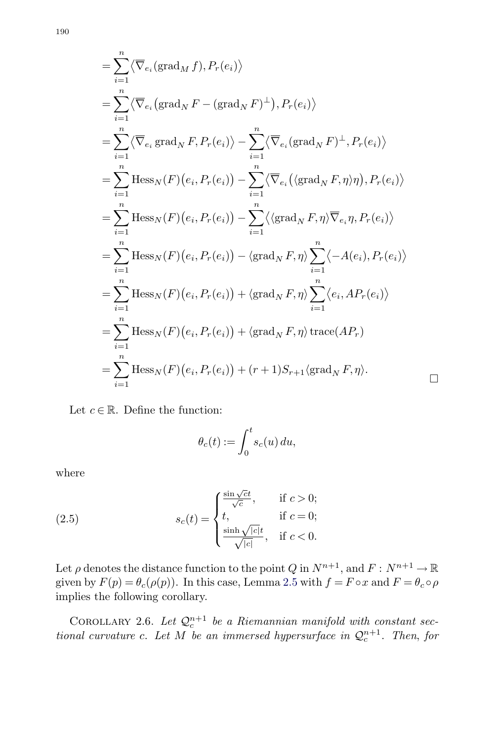$$
\begin{aligned}
&= \sum_{i=1}^{n} \big\langle \overline{\nabla}_{e_i}(\operatorname{grad}_M f), P_r(e_i)\big\rangle \\
&= \sum_{i=1}^{n} \big\langle \overline{\nabla}_{e_i}\big(\operatorname{grad}_N F - (\operatorname{grad}_N F)^{\perp}\big), P_r(e_i)\big\rangle \\
&= \sum_{i=1}^{n} \big\langle \overline{\nabla}_{e_i} \operatorname{grad}_N F, P_r(e_i)\big\rangle - \sum_{i=1}^{n} \big\langle \overline{\nabla}_{e_i}(\operatorname{grad}_N F)^{\perp}, P_r(e_i)\big\rangle \\
&= \sum_{i=1}^{n} \operatorname{Hess}_N(F)\big(e_i, P_r(e_i)\big) - \sum_{i=1}^{n} \big\langle \overline{\nabla}_{e_i}\big(\langle \operatorname{grad}_N F, \eta\rangle \eta\big), P_r(e_i)\big\rangle \\
&= \sum_{i=1}^{n} \operatorname{Hess}_N(F)\big(e_i, P_r(e_i)\big) - \sum_{i=1}^{n} \big\langle \langle \operatorname{grad}_N F, \eta\rangle \overline{\nabla}_{e_i}\eta, P_r(e_i)\big\rangle \\
&= \sum_{i=1}^{n} \operatorname{Hess}_N(F)\big(e_i, P_r(e_i)\big) - \langle \operatorname{grad}_N F, \eta\rangle \sum_{i=1}^{n} \big\langle -A(e_i), P_r(e_i)\big\rangle \\
&= \sum_{i=1}^{n} \operatorname{Hess}_N(F)\big(e_i, P_r(e_i)\big) + \langle \operatorname{grad}_N F, \eta\rangle \sum_{i=1}^{n} \big\langle e_i, AP_r(e_i)\big\rangle \\
&= \sum_{i=1}^{n} \operatorname{Hess}_N(F)\big(e_i, P_r(e_i)\big) + \langle \operatorname{grad}_N F, \eta\rangle \operatorname{trace}(AP_r) \\
&= \sum_{i=1}^{n} \operatorname{Hess}_N(F)\big(e_i, P_r(e_i)\big) + (r+1)S_{r+1}\langle \operatorname{grad}_N F, \eta\rangle. \qquad \square
\end{aligned}
$$

Let $c \in \mathbb{R}$. Define the function:

$$
\theta_c(t) := \int_0^t s_c(u)\, du,
$$

where

$$
s_c(t) = \begin{cases} \frac{\sin\sqrt{c}t}{\sqrt{c}}, & \text{if } c > 0; \\ t, & \text{if } c = 0; \\ \frac{\sinh\sqrt{|c|}t}{\sqrt{|c|}}, & \text{if } c < 0. \end{cases} \tag{2.5}
$$

Let $\rho$ denotes the distance function to the point $Q$ in $N^{n+1}$, and $F : N^{n+1} \to \mathbb{R}$ given by $F(p) = \theta_c(\rho(p))$. In this case, Lemma 2.5 with $f = F \circ x$ and $F = \theta_c \circ \rho$ implies the following corollary.

Corollary 2.6. *Let $\mathcal{Q}_c^{n+1}$ be a Riemannian manifold with constant sectional curvature $c$. Let $M$ be an immersed hypersurface in $\mathcal{Q}_c^{n+1}$. Then, for*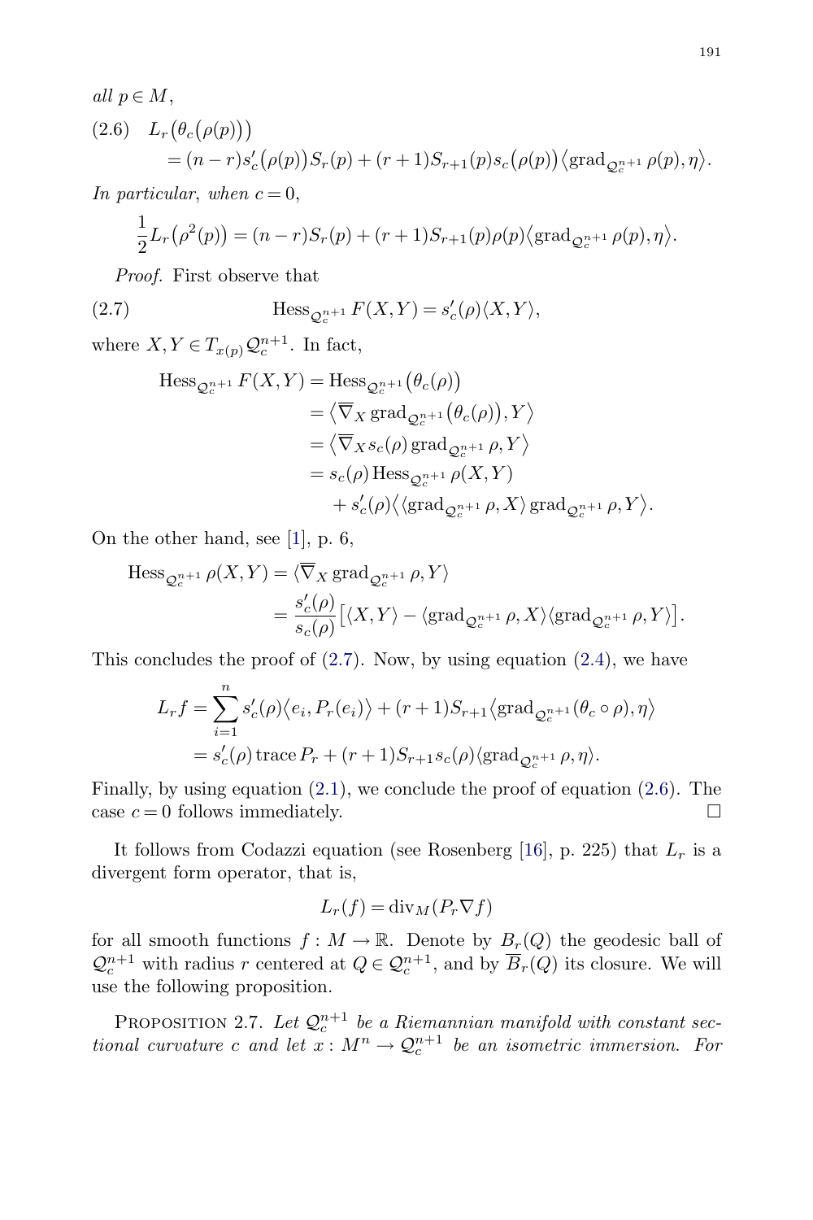*all* $p \in M$,

$$
\begin{aligned}
(2.6)\quad & L_r\big(\theta_c(\rho(p))\big) \\
&= (n-r)s_c'\big(\rho(p)\big)S_r(p) + (r+1)S_{r+1}(p)s_c\big(\rho(p)\big)\big\langle \operatorname{grad}_{\mathcal{Q}_c^{n+1}} \rho(p), \eta\big\rangle.
\end{aligned}
$$

*In particular, when* $c = 0$,

$$
\frac{1}{2}L_r\big(\rho^2(p)\big) = (n-r)S_r(p) + (r+1)S_{r+1}(p)\rho(p)\big\langle \operatorname{grad}_{\mathcal{Q}_c^{n+1}} \rho(p), \eta\big\rangle.
$$

*Proof.* First observe that

$$
\operatorname{Hess}_{\mathcal{Q}_c^{n+1}} F(X,Y) = s_c'(\rho)\langle X, Y\rangle, \tag{2.7}
$$

where $X, Y \in T_{x(p)}\mathcal{Q}_c^{n+1}$. In fact,

$$
\begin{aligned}
\operatorname{Hess}_{\mathcal{Q}_c^{n+1}} F(X,Y) &= \operatorname{Hess}_{\mathcal{Q}_c^{n+1}}\big(\theta_c(\rho)\big) \\
&= \big\langle \overline{\nabla}_X \operatorname{grad}_{\mathcal{Q}_c^{n+1}}\big(\theta_c(\rho)\big), Y\big\rangle \\
&= \big\langle \overline{\nabla}_X s_c(\rho) \operatorname{grad}_{\mathcal{Q}_c^{n+1}} \rho, Y\big\rangle \\
&= s_c(\rho) \operatorname{Hess}_{\mathcal{Q}_c^{n+1}} \rho(X,Y) \\
&\quad + s_c'(\rho)\big\langle \langle \operatorname{grad}_{\mathcal{Q}_c^{n+1}} \rho, X\rangle \operatorname{grad}_{\mathcal{Q}_c^{n+1}} \rho, Y\big\rangle.
\end{aligned}
$$

On the other hand, see [1], p. 6,

$$
\begin{aligned}
\operatorname{Hess}_{\mathcal{Q}_c^{n+1}} \rho(X,Y) &= \langle \overline{\nabla}_X \operatorname{grad}_{\mathcal{Q}_c^{n+1}} \rho, Y\rangle \\
&= \frac{s_c'(\rho)}{s_c(\rho)}\big[\langle X, Y\rangle - \langle \operatorname{grad}_{\mathcal{Q}_c^{n+1}} \rho, X\rangle\langle \operatorname{grad}_{\mathcal{Q}_c^{n+1}} \rho, Y\rangle\big].
\end{aligned}
$$

This concludes the proof of (2.7). Now, by using equation (2.4), we have

$$
\begin{aligned}
L_r f &= \sum_{i=1}^{n} s_c'(\rho)\big\langle e_i, P_r(e_i)\big\rangle + (r+1)S_{r+1}\big\langle \operatorname{grad}_{\mathcal{Q}_c^{n+1}}(\theta_c \circ \rho), \eta\big\rangle \\
&= s_c'(\rho)\operatorname{trace} P_r + (r+1)S_{r+1}s_c(\rho)\langle \operatorname{grad}_{\mathcal{Q}_c^{n+1}} \rho, \eta\rangle.
\end{aligned}
$$

Finally, by using equation (2.1), we conclude the proof of equation (2.6). The case $c = 0$ follows immediately. $\square$

It follows from Codazzi equation (see Rosenberg [16], p. 225) that $L_r$ is a divergent form operator, that is,

$$
L_r(f) = \operatorname{div}_M(P_r \nabla f)
$$

for all smooth functions $f : M \to \mathbb{R}$. Denote by $B_r(Q)$ the geodesic ball of $\mathcal{Q}_c^{n+1}$ with radius $r$ centered at $Q \in \mathcal{Q}_c^{n+1}$, and by $\overline{B}_r(Q)$ its closure. We will use the following proposition.

Proposition 2.7. *Let* $\mathcal{Q}_c^{n+1}$ *be a Riemannian manifold with constant sectional curvature* $c$ *and let* $x : M^n \to \mathcal{Q}_c^{n+1}$ *be an isometric immersion. For*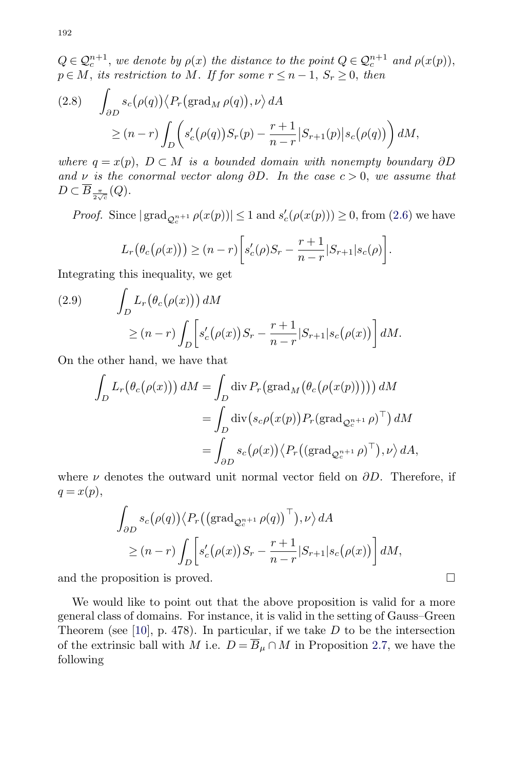*$Q \in \mathcal{Q}_c^{n+1}$, we denote by $\rho(x)$ the distance to the point $Q \in \mathcal{Q}_c^{n+1}$ and $\rho(x(p))$, $p \in M$, its restriction to $M$. If for some $r \le n-1$, $S_r \ge 0$, then*

$$
\begin{aligned}
(2.8)\qquad &\int_{\partial D} s_c\big(\rho(q)\big)\big\langle P_r\big(\operatorname{grad}_M \rho(q)\big), \nu\big\rangle \, dA \\
&\quad \ge (n-r)\int_D \left( s_c'\big(\rho(q)\big) S_r(p) - \frac{r+1}{n-r}\big|S_{r+1}(p)\big| s_c\big(\rho(q)\big)\right) dM,
\end{aligned}
$$

*where $q = x(p)$, $D \subset M$ is a bounded domain with nonempty boundary $\partial D$ and $\nu$ is the conormal vector along $\partial D$. In the case $c > 0$, we assume that $D \subset \overline{B}_{\frac{\pi}{2\sqrt{c}}}(Q)$.*

*Proof.* Since $|\operatorname{grad}_{\mathcal{Q}_c^{n+1}} \rho(x(p))| \le 1$ and $s_c'(\rho(x(p))) \ge 0$, from (2.6) we have

$$
L_r\big(\theta_c\big(\rho(x)\big)\big) \ge (n-r)\left[ s_c'(\rho) S_r - \frac{r+1}{n-r}|S_{r+1}| s_c(\rho)\right].
$$

Integrating this inequality, we get

$$
\begin{aligned}
(2.9)\qquad &\int_D L_r\big(\theta_c\big(\rho(x)\big)\big)\, dM \\
&\quad \ge (n-r)\int_D \left[ s_c'\big(\rho(x)\big) S_r - \frac{r+1}{n-r}|S_{r+1}| s_c\big(\rho(x)\big)\right] dM.
\end{aligned}
$$

On the other hand, we have that

$$
\begin{aligned}
\int_D L_r\big(\theta_c\big(\rho(x)\big)\big)\, dM &= \int_D \operatorname{div} P_r\big(\operatorname{grad}_M\big(\theta_c\big(\rho\big(x(p)\big)\big)\big)\big)\, dM \\
&= \int_D \operatorname{div}\big(s_c \rho\big(x(p)\big) P_r(\operatorname{grad}_{\mathcal{Q}_c^{n+1}} \rho)^\top\big)\, dM \\
&= \int_{\partial D} s_c\big(\rho(x)\big)\big\langle P_r\big((\operatorname{grad}_{\mathcal{Q}_c^{n+1}} \rho)^\top\big), \nu\big\rangle\, dA,
\end{aligned}
$$

where $\nu$ denotes the outward unit normal vector field on $\partial D$. Therefore, if $q = x(p)$,

$$
\begin{aligned}
&\int_{\partial D} s_c\big(\rho(q)\big)\big\langle P_r\big(\big(\operatorname{grad}_{\mathcal{Q}_c^{n+1}} \rho(q)\big)^\top\big), \nu\big\rangle\, dA \\
&\quad \ge (n-r)\int_D \left[ s_c'\big(\rho(x)\big) S_r - \frac{r+1}{n-r}|S_{r+1}| s_c\big(\rho(x)\big)\right] dM,
\end{aligned}
$$

and the proposition is proved. $\square$

We would like to point out that the above proposition is valid for a more general class of domains. For instance, it is valid in the setting of Gauss–Green Theorem (see [10], p. 478). In particular, if we take $D$ to be the intersection of the extrinsic ball with $M$ i.e. $D = \overline{B}_\mu \cap M$ in Proposition 2.7, we have the following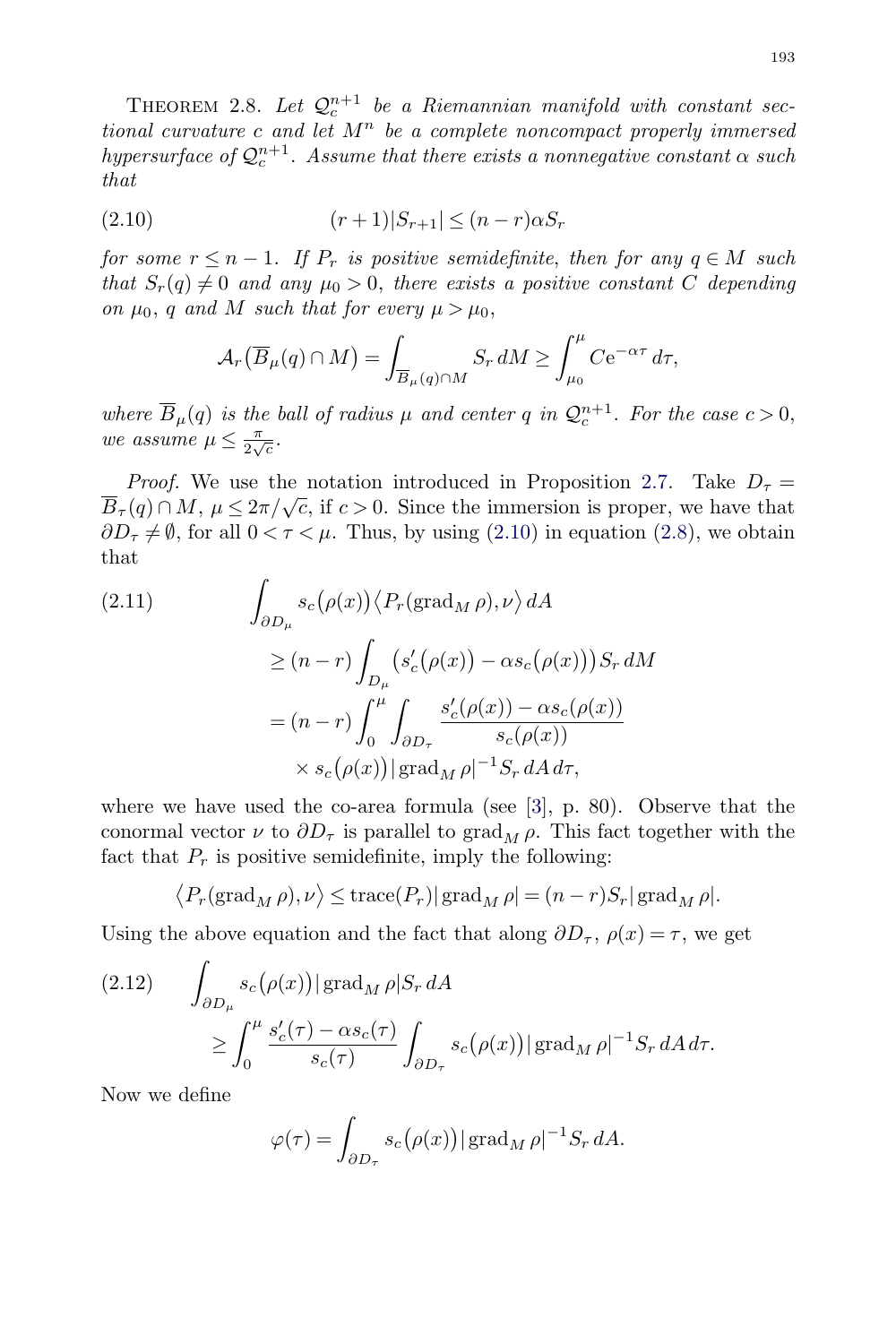Theorem 2.8. *Let $\mathcal{Q}_c^{n+1}$ be a Riemannian manifold with constant sectional curvature $c$ and let $M^n$ be a complete noncompact properly immersed hypersurface of $\mathcal{Q}_c^{n+1}$. Assume that there exists a nonnegative constant $\alpha$ such that*

$$(r+1)|S_{r+1}| \leq (n-r)\alpha S_r \tag{2.10}$$

*for some $r \leq n-1$. If $P_r$ is positive semidefinite, then for any $q \in M$ such that $S_r(q) \neq 0$ and any $\mu_0 > 0$, there exists a positive constant $C$ depending on $\mu_0$, $q$ and $M$ such that for every $\mu > \mu_0$,*

$$\mathcal{A}_r\big(\overline{B}_\mu(q) \cap M\big) = \int_{\overline{B}_\mu(q)\cap M} S_r\, dM \geq \int_{\mu_0}^{\mu} C\mathrm{e}^{-\alpha\tau}\, d\tau,$$

*where $\overline{B}_\mu(q)$ is the ball of radius $\mu$ and center $q$ in $\mathcal{Q}_c^{n+1}$. For the case $c > 0$, we assume $\mu \leq \frac{\pi}{2\sqrt{c}}$.*

*Proof.* We use the notation introduced in Proposition 2.7. Take $D_\tau = \overline{B}_\tau(q) \cap M$, $\mu \leq 2\pi/\sqrt{c}$, if $c > 0$. Since the immersion is proper, we have that $\partial D_\tau \neq \emptyset$, for all $0 < \tau < \mu$. Thus, by using (2.10) in equation (2.8), we obtain that

$$\begin{aligned}
&\int_{\partial D_\mu} s_c\big(\rho(x)\big)\big\langle P_r(\operatorname{grad}_M \rho), \nu\big\rangle\, dA \\
&\quad\geq (n-r)\int_{D_\mu} \big(s_c'\big(\rho(x)\big) - \alpha s_c\big(\rho(x)\big)\big) S_r\, dM \\
&\quad= (n-r)\int_0^\mu \int_{\partial D_\tau} \frac{s_c'(\rho(x)) - \alpha s_c(\rho(x))}{s_c(\rho(x))} \\
&\qquad\times s_c\big(\rho(x)\big)|\operatorname{grad}_M \rho|^{-1} S_r\, dA\, d\tau,
\end{aligned} \tag{2.11}$$

where we have used the co-area formula (see [3], p. 80). Observe that the conormal vector $\nu$ to $\partial D_\tau$ is parallel to $\operatorname{grad}_M \rho$. This fact together with the fact that $P_r$ is positive semidefinite, imply the following:

$$\big\langle P_r(\operatorname{grad}_M \rho), \nu\big\rangle \leq \operatorname{trace}(P_r)|\operatorname{grad}_M \rho| = (n-r)S_r|\operatorname{grad}_M \rho|.$$

Using the above equation and the fact that along $\partial D_\tau$, $\rho(x) = \tau$, we get

$$\begin{aligned}
&\int_{\partial D_\mu} s_c\big(\rho(x)\big)|\operatorname{grad}_M \rho| S_r\, dA \\
&\quad\geq \int_0^\mu \frac{s_c'(\tau) - \alpha s_c(\tau)}{s_c(\tau)} \int_{\partial D_\tau} s_c\big(\rho(x)\big)|\operatorname{grad}_M \rho|^{-1} S_r\, dA\, d\tau.
\end{aligned} \tag{2.12}$$

Now we define

$$\varphi(\tau) = \int_{\partial D_\tau} s_c\big(\rho(x)\big)|\operatorname{grad}_M \rho|^{-1} S_r\, dA.$$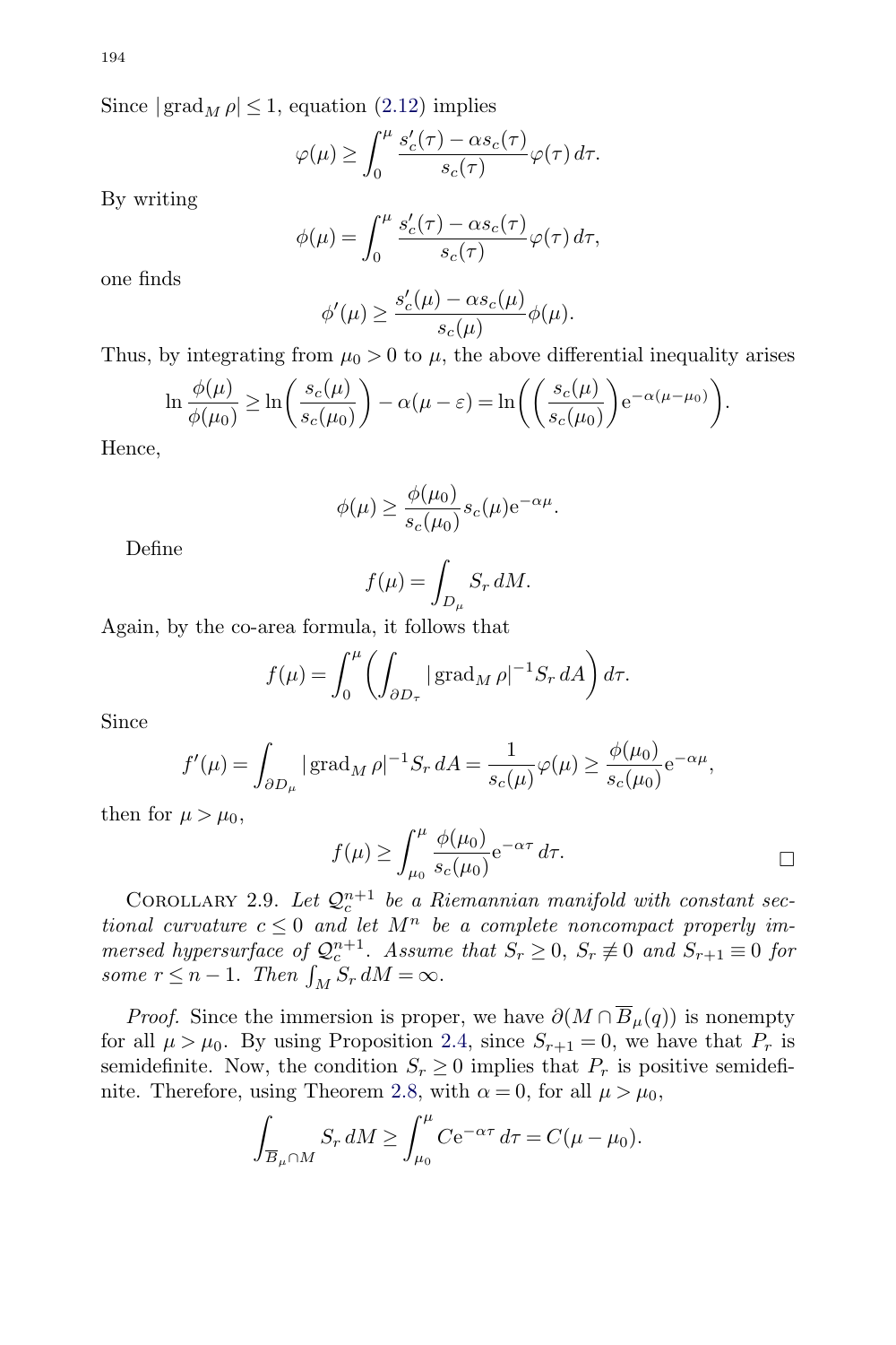Since $|\operatorname{grad}_M \rho| \leq 1$, equation (2.12) implies

$$\varphi(\mu) \geq \int_0^\mu \frac{s_c'(\tau) - \alpha s_c(\tau)}{s_c(\tau)} \varphi(\tau)\, d\tau.$$

By writing

$$\phi(\mu) = \int_0^\mu \frac{s_c'(\tau) - \alpha s_c(\tau)}{s_c(\tau)} \varphi(\tau)\, d\tau,$$

one finds

$$\phi'(\mu) \geq \frac{s_c'(\mu) - \alpha s_c(\mu)}{s_c(\mu)} \phi(\mu).$$

Thus, by integrating from $\mu_0 > 0$ to $\mu$, the above differential inequality arises

$$\ln \frac{\phi(\mu)}{\phi(\mu_0)} \geq \ln\left(\frac{s_c(\mu)}{s_c(\mu_0)}\right) - \alpha(\mu - \varepsilon) = \ln\left(\left(\frac{s_c(\mu)}{s_c(\mu_0)}\right) \mathrm{e}^{-\alpha(\mu - \mu_0)}\right).$$

Hence,

$$\phi(\mu) \geq \frac{\phi(\mu_0)}{s_c(\mu_0)} s_c(\mu) \mathrm{e}^{-\alpha\mu}.$$

Define

$$f(\mu) = \int_{D_\mu} S_r\, dM.$$

Again, by the co-area formula, it follows that

$$f(\mu) = \int_0^\mu \left(\int_{\partial D_\tau} |\operatorname{grad}_M \rho|^{-1} S_r\, dA\right) d\tau.$$

Since

$$f'(\mu) = \int_{\partial D_\mu} |\operatorname{grad}_M \rho|^{-1} S_r\, dA = \frac{1}{s_c(\mu)} \varphi(\mu) \geq \frac{\phi(\mu_0)}{s_c(\mu_0)} \mathrm{e}^{-\alpha\mu},$$

then for $\mu > \mu_0$,

$$f(\mu) \geq \int_{\mu_0}^\mu \frac{\phi(\mu_0)}{s_c(\mu_0)} \mathrm{e}^{-\alpha\tau}\, d\tau. \qquad \square$$

Corollary 2.9. *Let $\mathcal{Q}_c^{n+1}$ be a Riemannian manifold with constant sectional curvature $c \leq 0$ and let $M^n$ be a complete noncompact properly immersed hypersurface of $\mathcal{Q}_c^{n+1}$. Assume that $S_r \geq 0$, $S_r \not\equiv 0$ and $S_{r+1} \equiv 0$ for some $r \leq n-1$. Then $\int_M S_r\, dM = \infty$.*

*Proof.* Since the immersion is proper, we have $\partial(M \cap \overline{B}_\mu(q))$ is nonempty for all $\mu > \mu_0$. By using Proposition 2.4, since $S_{r+1} = 0$, we have that $P_r$ is semidefinite. Now, the condition $S_r \geq 0$ implies that $P_r$ is positive semidefinite. Therefore, using Theorem 2.8, with $\alpha = 0$, for all $\mu > \mu_0$,

$$\int_{\overline{B}_\mu \cap M} S_r\, dM \geq \int_{\mu_0}^\mu C \mathrm{e}^{-\alpha\tau}\, d\tau = C(\mu - \mu_0).$$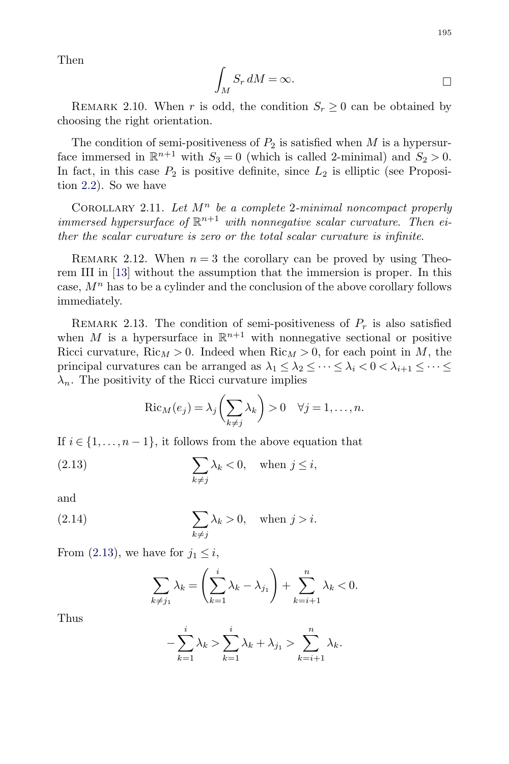Then

$$\int_M S_r \, dM = \infty.$$

□

Remark 2.10. When $r$ is odd, the condition $S_r \geq 0$ can be obtained by choosing the right orientation.

The condition of semi-positiveness of $P_2$ is satisfied when $M$ is a hypersurface immersed in $\mathbb{R}^{n+1}$ with $S_3 = 0$ (which is called 2-minimal) and $S_2 > 0$. In fact, in this case $P_2$ is positive definite, since $L_2$ is elliptic (see Proposition 2.2). So we have

Corollary 2.11. *Let $M^n$ be a complete 2-minimal noncompact properly immersed hypersurface of $\mathbb{R}^{n+1}$ with nonnegative scalar curvature. Then either the scalar curvature is zero or the total scalar curvature is infinite.*

Remark 2.12. When $n = 3$ the corollary can be proved by using Theorem III in [13] without the assumption that the immersion is proper. In this case, $M^n$ has to be a cylinder and the conclusion of the above corollary follows immediately.

Remark 2.13. The condition of semi-positiveness of $P_r$ is also satisfied when $M$ is a hypersurface in $\mathbb{R}^{n+1}$ with nonnegative sectional or positive Ricci curvature, $\mathrm{Ric}_M > 0$. Indeed when $\mathrm{Ric}_M > 0$, for each point in $M$, the principal curvatures can be arranged as $\lambda_1 \leq \lambda_2 \leq \cdots \leq \lambda_i < 0 < \lambda_{i+1} \leq \cdots \leq \lambda_n$. The positivity of the Ricci curvature implies

$$\mathrm{Ric}_M(e_j) = \lambda_j \left( \sum_{k \neq j} \lambda_k \right) > 0 \quad \forall j = 1, \ldots, n.$$

If $i \in \{1, \ldots, n-1\}$, it follows from the above equation that

$$\sum_{k \neq j} \lambda_k < 0, \quad \text{when } j \leq i, \tag{2.13}$$

and

$$\sum_{k \neq j} \lambda_k > 0, \quad \text{when } j > i. \tag{2.14}$$

From (2.13), we have for $j_1 \leq i$,

$$\sum_{k \neq j_1} \lambda_k = \left( \sum_{k=1}^{i} \lambda_k - \lambda_{j_1} \right) + \sum_{k=i+1}^{n} \lambda_k < 0.$$

Thus

$$-\sum_{k=1}^{i} \lambda_k > \sum_{k=1}^{i} \lambda_k + \lambda_{j_1} > \sum_{k=i+1}^{n} \lambda_k.$$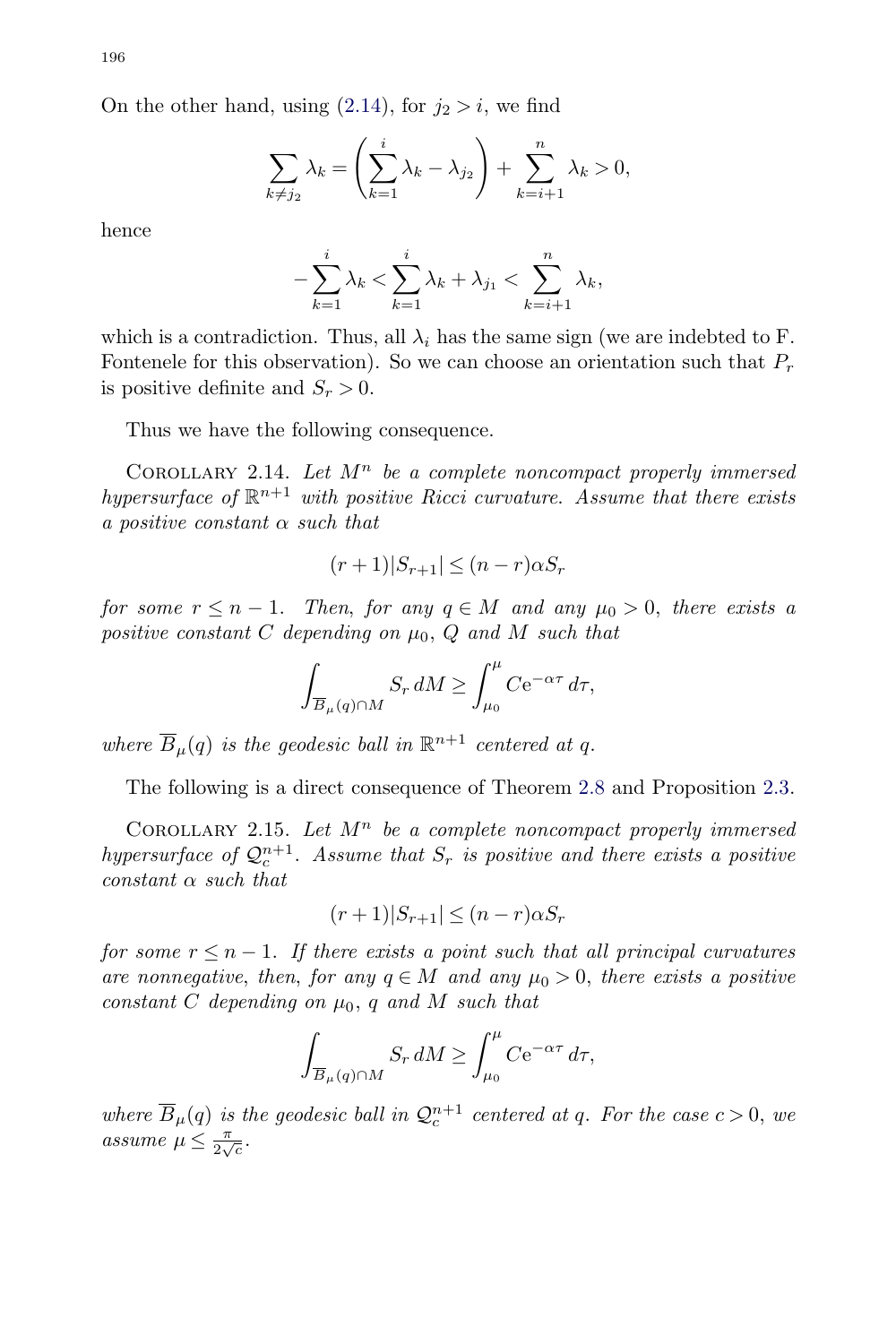On the other hand, using (2.14), for $j_2 > i$, we find

$$\sum_{k \neq j_2} \lambda_k = \left( \sum_{k=1}^{i} \lambda_k - \lambda_{j_2} \right) + \sum_{k=i+1}^{n} \lambda_k > 0,$$

hence

$$-\sum_{k=1}^{i} \lambda_k < \sum_{k=1}^{i} \lambda_k + \lambda_{j_1} < \sum_{k=i+1}^{n} \lambda_k,$$

which is a contradiction. Thus, all $\lambda_i$ has the same sign (we are indebted to F. Fontenele for this observation). So we can choose an orientation such that $P_r$ is positive definite and $S_r > 0$.

Thus we have the following consequence.

Corollary 2.14. *Let $M^n$ be a complete noncompact properly immersed hypersurface of $\mathbb{R}^{n+1}$ with positive Ricci curvature. Assume that there exists a positive constant $\alpha$ such that*

$$(r+1)|S_{r+1}| \leq (n-r)\alpha S_r$$

*for some $r \leq n-1$. Then, for any $q \in M$ and any $\mu_0 > 0$, there exists a positive constant $C$ depending on $\mu_0$, $Q$ and $M$ such that*

$$\int_{\overline{B}_\mu(q) \cap M} S_r \, dM \geq \int_{\mu_0}^{\mu} C \mathrm{e}^{-\alpha\tau} \, d\tau,$$

*where $\overline{B}_\mu(q)$ is the geodesic ball in $\mathbb{R}^{n+1}$ centered at $q$.*

The following is a direct consequence of Theorem 2.8 and Proposition 2.3.

Corollary 2.15. *Let $M^n$ be a complete noncompact properly immersed hypersurface of $\mathcal{Q}_c^{n+1}$. Assume that $S_r$ is positive and there exists a positive constant $\alpha$ such that*

$$(r+1)|S_{r+1}| \leq (n-r)\alpha S_r$$

*for some $r \leq n-1$. If there exists a point such that all principal curvatures are nonnegative, then, for any $q \in M$ and any $\mu_0 > 0$, there exists a positive constant $C$ depending on $\mu_0$, $q$ and $M$ such that*

$$\int_{\overline{B}_\mu(q) \cap M} S_r \, dM \geq \int_{\mu_0}^{\mu} C \mathrm{e}^{-\alpha\tau} \, d\tau,$$

*where $\overline{B}_\mu(q)$ is the geodesic ball in $\mathcal{Q}_c^{n+1}$ centered at $q$. For the case $c > 0$, we assume $\mu \leq \frac{\pi}{2\sqrt{c}}$.*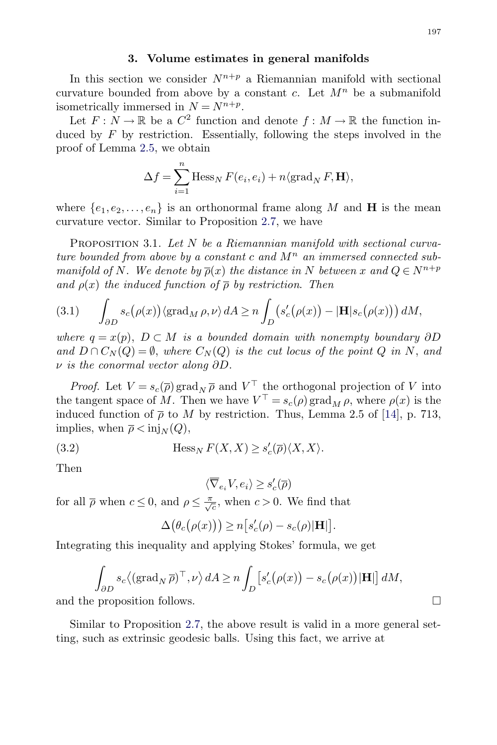## 3. Volume estimates in general manifolds

In this section we consider $N^{n+p}$ a Riemannian manifold with sectional curvature bounded from above by a constant $c$. Let $M^n$ be a submanifold isometrically immersed in $N = N^{n+p}$.

Let $F : N \to \mathbb{R}$ be a $C^2$ function and denote $f : M \to \mathbb{R}$ the function induced by $F$ by restriction. Essentially, following the steps involved in the proof of Lemma 2.5, we obtain

$$\Delta f = \sum_{i=1}^{n} \operatorname{Hess}_N F(e_i, e_i) + n\langle \operatorname{grad}_N F, \mathbf{H}\rangle,$$

where $\{e_1, e_2, \ldots, e_n\}$ is an orthonormal frame along $M$ and $\mathbf{H}$ is the mean curvature vector. Similar to Proposition 2.7, we have

Proposition 3.1. *Let $N$ be a Riemannian manifold with sectional curvature bounded from above by a constant $c$ and $M^n$ an immersed connected submanifold of $N$. We denote by $\overline{\rho}(x)$ the distance in $N$ between $x$ and $Q \in N^{n+p}$ and $\rho(x)$ the induced function of $\overline{\rho}$ by restriction. Then*

$$\int_{\partial D} s_c\big(\rho(x)\big)\langle \operatorname{grad}_M \rho, \nu\rangle \, dA \geq n \int_D \big(s_c'\big(\rho(x)\big) - |\mathbf{H}| s_c\big(\rho(x)\big)\big)\, dM, \tag{3.1}$$

*where $q = x(p)$, $D \subset M$ is a bounded domain with nonempty boundary $\partial D$ and $D \cap C_N(Q) = \emptyset$, where $C_N(Q)$ is the cut locus of the point $Q$ in $N$, and $\nu$ is the conormal vector along $\partial D$.*

*Proof.* Let $V = s_c(\overline{\rho}) \operatorname{grad}_N \overline{\rho}$ and $V^\top$ the orthogonal projection of $V$ into the tangent space of $M$. Then we have $V^\top = s_c(\rho) \operatorname{grad}_M \rho$, where $\rho(x)$ is the induced function of $\overline{\rho}$ to $M$ by restriction. Thus, Lemma 2.5 of [14], p. 713, implies, when $\overline{\rho} < \operatorname{inj}_N(Q)$,

$$\operatorname{Hess}_N F(X, X) \geq s_c'(\overline{\rho})\langle X, X\rangle. \tag{3.2}$$

Then

$$\langle \overline{\nabla}_{e_i} V, e_i\rangle \geq s_c'(\overline{\rho})$$

for all $\overline{\rho}$ when $c \leq 0$, and $\rho \leq \frac{\pi}{\sqrt{c}}$, when $c > 0$. We find that

$$\Delta\big(\theta_c\big(\rho(x)\big)\big) \geq n\big[s_c'(\rho) - s_c(\rho)|\mathbf{H}|\big].$$

Integrating this inequality and applying Stokes' formula, we get

$$\int_{\partial D} s_c \big\langle (\operatorname{grad}_N \overline{\rho})^\top, \nu\big\rangle \, dA \geq n \int_D \big[s_c'\big(\rho(x)\big) - s_c\big(\rho(x)\big)|\mathbf{H}|\big] \, dM,$$

and the proposition follows. $\square$

Similar to Proposition 2.7, the above result is valid in a more general setting, such as extrinsic geodesic balls. Using this fact, we arrive at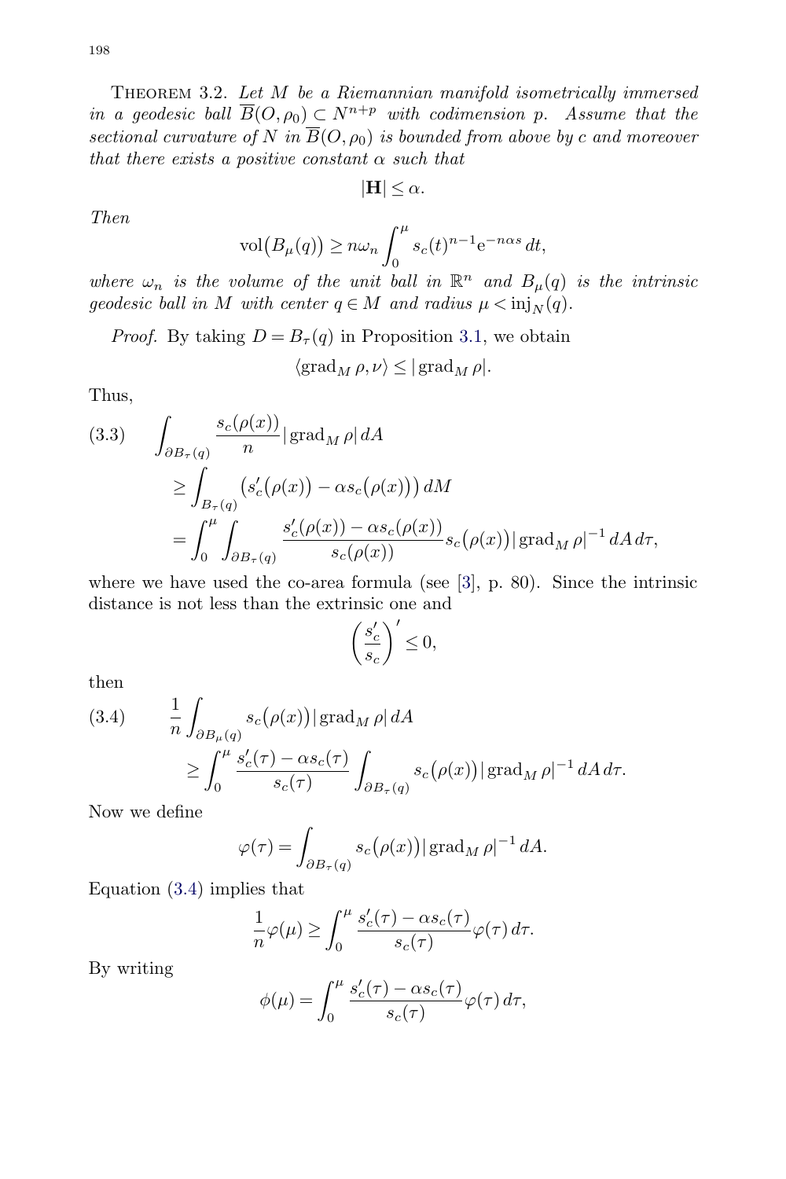Theorem 3.2. *Let $M$ be a Riemannian manifold isometrically immersed in a geodesic ball $\overline{B}(O,\rho_0) \subset N^{n+p}$ with codimension $p$. Assume that the sectional curvature of $N$ in $\overline{B}(O,\rho_0)$ is bounded from above by $c$ and moreover that there exists a positive constant $\alpha$ such that*

$$|\mathbf{H}| \le \alpha.$$

*Then*

$$\operatorname{vol}\big(B_\mu(q)\big) \ge n\omega_n \int_0^\mu s_c(t)^{n-1} \mathrm{e}^{-n\alpha s}\, dt,$$

*where $\omega_n$ is the volume of the unit ball in $\mathbb{R}^n$ and $B_\mu(q)$ is the intrinsic geodesic ball in $M$ with center $q \in M$ and radius $\mu < \operatorname{inj}_N(q)$.*

*Proof.* By taking $D = B_\tau(q)$ in Proposition 3.1, we obtain

$$\langle \operatorname{grad}_M \rho, \nu\rangle \le |\operatorname{grad}_M \rho|.$$

Thus,

$$\begin{aligned}
(3.3) \qquad \int_{\partial B_\tau(q)} & \frac{s_c(\rho(x))}{n} |\operatorname{grad}_M \rho|\, dA \\
&\ge \int_{B_\tau(q)} \big(s_c'\big(\rho(x)\big) - \alpha s_c\big(\rho(x)\big)\big)\, dM \\
&= \int_0^\mu \int_{\partial B_\tau(q)} \frac{s_c'(\rho(x)) - \alpha s_c(\rho(x))}{s_c(\rho(x))} s_c\big(\rho(x)\big) |\operatorname{grad}_M \rho|^{-1}\, dA\, d\tau,
\end{aligned}$$

where we have used the co-area formula (see [3], p. 80). Since the intrinsic distance is not less than the extrinsic one and

$$\left(\frac{s_c'}{s_c}\right)' \le 0,$$

then

$$\begin{aligned}
(3.4) \qquad \frac{1}{n} & \int_{\partial B_\mu(q)} s_c\big(\rho(x)\big) |\operatorname{grad}_M \rho|\, dA \\
&\ge \int_0^\mu \frac{s_c'(\tau) - \alpha s_c(\tau)}{s_c(\tau)} \int_{\partial B_\tau(q)} s_c\big(\rho(x)\big) |\operatorname{grad}_M \rho|^{-1}\, dA\, d\tau.
\end{aligned}$$

Now we define

$$\varphi(\tau) = \int_{\partial B_\tau(q)} s_c\big(\rho(x)\big) |\operatorname{grad}_M \rho|^{-1}\, dA.$$

Equation (3.4) implies that

$$\frac{1}{n}\varphi(\mu) \ge \int_0^\mu \frac{s_c'(\tau) - \alpha s_c(\tau)}{s_c(\tau)} \varphi(\tau)\, d\tau.$$

By writing

$$\phi(\mu) = \int_0^\mu \frac{s_c'(\tau) - \alpha s_c(\tau)}{s_c(\tau)} \varphi(\tau)\, d\tau,$$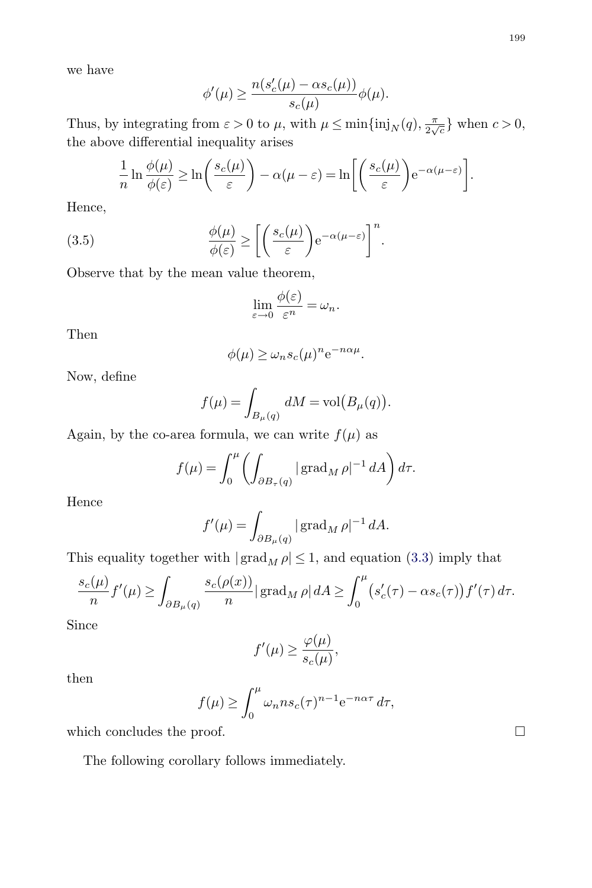we have

$$\phi'(\mu) \geq \frac{n(s_c'(\mu) - \alpha s_c(\mu))}{s_c(\mu)}\phi(\mu).$$

Thus, by integrating from $\varepsilon > 0$ to $\mu$, with $\mu \leq \min\{\mathrm{inj}_N(q), \frac{\pi}{2\sqrt{c}}\}$ when $c > 0$, the above differential inequality arises

$$\frac{1}{n}\ln\frac{\phi(\mu)}{\phi(\varepsilon)} \geq \ln\left(\frac{s_c(\mu)}{\varepsilon}\right) - \alpha(\mu - \varepsilon) = \ln\left[\left(\frac{s_c(\mu)}{\varepsilon}\right)\mathrm{e}^{-\alpha(\mu-\varepsilon)}\right].$$

Hence,

$$\frac{\phi(\mu)}{\phi(\varepsilon)} \geq \left[\left(\frac{s_c(\mu)}{\varepsilon}\right)\mathrm{e}^{-\alpha(\mu-\varepsilon)}\right]^n. \tag{3.5}$$

Observe that by the mean value theorem,

$$\lim_{\varepsilon\to 0}\frac{\phi(\varepsilon)}{\varepsilon^n} = \omega_n.$$

Then

$$\phi(\mu) \geq \omega_n s_c(\mu)^n \mathrm{e}^{-n\alpha\mu}.$$

Now, define

$$f(\mu) = \int_{B_\mu(q)} dM = \mathrm{vol}\big(B_\mu(q)\big).$$

Again, by the co-area formula, we can write $f(\mu)$ as

$$f(\mu) = \int_0^\mu \left(\int_{\partial B_\tau(q)} |\operatorname{grad}_M \rho|^{-1}\, dA\right) d\tau.$$

Hence

$$f'(\mu) = \int_{\partial B_\mu(q)} |\operatorname{grad}_M \rho|^{-1}\, dA.$$

This equality together with $|\operatorname{grad}_M \rho| \leq 1$, and equation (3.3) imply that

$$\frac{s_c(\mu)}{n}f'(\mu) \geq \int_{\partial B_\mu(q)} \frac{s_c(\rho(x))}{n}|\operatorname{grad}_M \rho|\, dA \geq \int_0^\mu \big(s_c'(\tau) - \alpha s_c(\tau)\big)f'(\tau)\, d\tau.$$

Since

$$f'(\mu) \geq \frac{\varphi(\mu)}{s_c(\mu)},$$

then

$$f(\mu) \geq \int_0^\mu \omega_n n s_c(\tau)^{n-1}\mathrm{e}^{-n\alpha\tau}\, d\tau,$$

which concludes the proof. □

The following corollary follows immediately.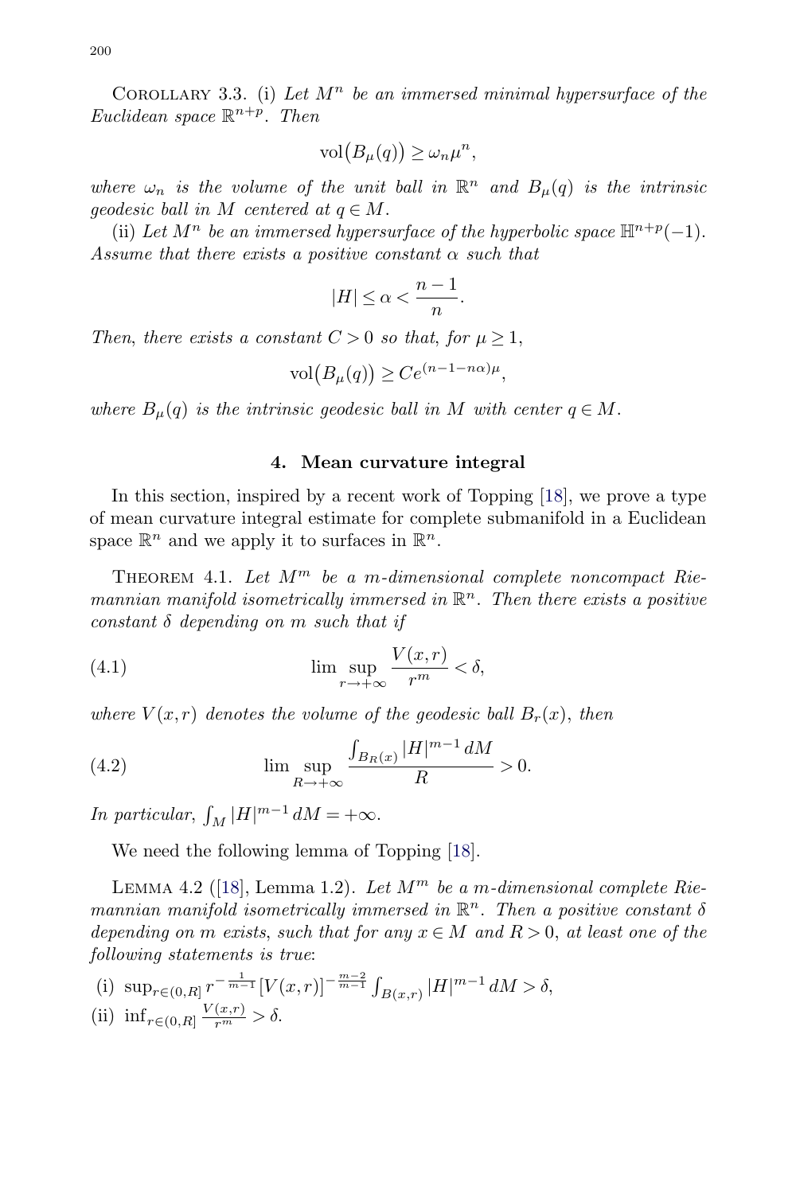Corollary 3.3. (i) *Let $M^n$ be an immersed minimal hypersurface of the Euclidean space $\mathbb{R}^{n+p}$. Then*

$$\operatorname{vol}\big(B_\mu(q)\big) \geq \omega_n \mu^n,$$

*where $\omega_n$ is the volume of the unit ball in $\mathbb{R}^n$ and $B_\mu(q)$ is the intrinsic geodesic ball in $M$ centered at $q \in M$.*

(ii) *Let $M^n$ be an immersed hypersurface of the hyperbolic space $\mathbb{H}^{n+p}(-1)$. Assume that there exists a positive constant $\alpha$ such that*

$$|H| \leq \alpha < \frac{n-1}{n}.$$

*Then, there exists a constant $C > 0$ so that, for $\mu \geq 1$,*

$$\operatorname{vol}\big(B_\mu(q)\big) \geq C e^{(n-1-n\alpha)\mu},$$

*where $B_\mu(q)$ is the intrinsic geodesic ball in $M$ with center $q \in M$.*

## 4. Mean curvature integral

In this section, inspired by a recent work of Topping [18], we prove a type of mean curvature integral estimate for complete submanifold in a Euclidean space $\mathbb{R}^n$ and we apply it to surfaces in $\mathbb{R}^n$.

Theorem 4.1. *Let $M^m$ be a $m$-dimensional complete noncompact Riemannian manifold isometrically immersed in $\mathbb{R}^n$. Then there exists a positive constant $\delta$ depending on $m$ such that if*

$$\lim\sup_{r\to+\infty} \frac{V(x,r)}{r^m} < \delta, \tag{4.1}$$

*where $V(x,r)$ denotes the volume of the geodesic ball $B_r(x)$, then*

$$\lim\sup_{R\to+\infty} \frac{\int_{B_R(x)} |H|^{m-1}\, dM}{R} > 0. \tag{4.2}$$

*In particular, $\int_M |H|^{m-1}\, dM = +\infty$.*

We need the following lemma of Topping [18].

Lemma 4.2 ([18], Lemma 1.2). *Let $M^m$ be a $m$-dimensional complete Riemannian manifold isometrically immersed in $\mathbb{R}^n$. Then a positive constant $\delta$ depending on $m$ exists, such that for any $x \in M$ and $R > 0$, at least one of the following statements is true*:

(i) $\sup_{r\in(0,R]} r^{-\frac{1}{m-1}} [V(x,r)]^{-\frac{m-2}{m-1}} \int_{B(x,r)} |H|^{m-1}\, dM > \delta$,

(ii) $\inf_{r\in(0,R]} \frac{V(x,r)}{r^m} > \delta$.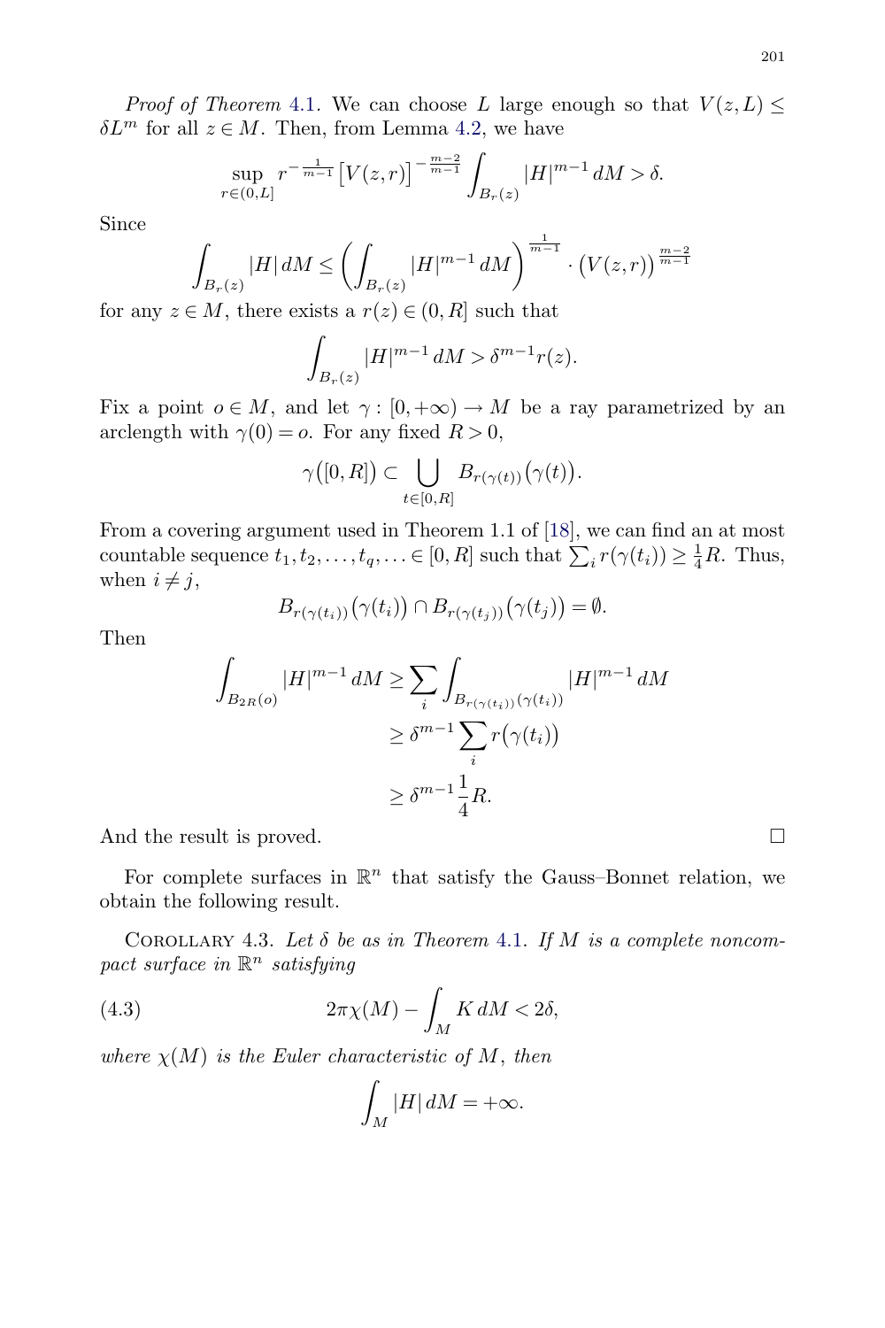*Proof of Theorem* 4.1. We can choose $L$ large enough so that $V(z,L) \leq \delta L^m$ for all $z \in M$. Then, from Lemma 4.2, we have

$$\sup_{r\in(0,L]} r^{-\frac{1}{m-1}} \big[V(z,r)\big]^{-\frac{m-2}{m-1}} \int_{B_r(z)} |H|^{m-1}\, dM > \delta.$$

Since

$$\int_{B_r(z)} |H|\, dM \leq \left(\int_{B_r(z)} |H|^{m-1}\, dM\right)^{\frac{1}{m-1}} \cdot \big(V(z,r)\big)^{\frac{m-2}{m-1}}$$

for any $z \in M$, there exists a $r(z) \in (0,R]$ such that

$$\int_{B_r(z)} |H|^{m-1}\, dM > \delta^{m-1} r(z).$$

Fix a point $o \in M$, and let $\gamma : [0,+\infty) \to M$ be a ray parametrized by an arclength with $\gamma(0) = o$. For any fixed $R > 0$,

$$\gamma\big([0,R]\big) \subset \bigcup_{t\in[0,R]} B_{r(\gamma(t))}\big(\gamma(t)\big).$$

From a covering argument used in Theorem 1.1 of [18], we can find an at most countable sequence $t_1, t_2, \ldots, t_q, \ldots \in [0,R]$ such that $\sum_i r(\gamma(t_i)) \geq \frac{1}{4}R$. Thus, when $i \neq j$,

$$B_{r(\gamma(t_i))}\big(\gamma(t_i)\big) \cap B_{r(\gamma(t_j))}\big(\gamma(t_j)\big) = \emptyset.$$

Then

$$\begin{aligned}
\int_{B_{2R}(o)} |H|^{m-1}\, dM &\geq \sum_i \int_{B_{r(\gamma(t_i))}(\gamma(t_i))} |H|^{m-1}\, dM \\
&\geq \delta^{m-1} \sum_i r\big(\gamma(t_i)\big) \\
&\geq \delta^{m-1} \frac{1}{4} R.
\end{aligned}$$

And the result is proved. $\square$

For complete surfaces in $\mathbb{R}^n$ that satisfy the Gauss–Bonnet relation, we obtain the following result.

Corollary 4.3. *Let $\delta$ be as in Theorem 4.1. If $M$ is a complete noncompact surface in $\mathbb{R}^n$ satisfying*

$$2\pi\chi(M) - \int_M K\, dM < 2\delta, \tag{4.3}$$

*where $\chi(M)$ is the Euler characteristic of $M$, then*

$$\int_M |H|\, dM = +\infty.$$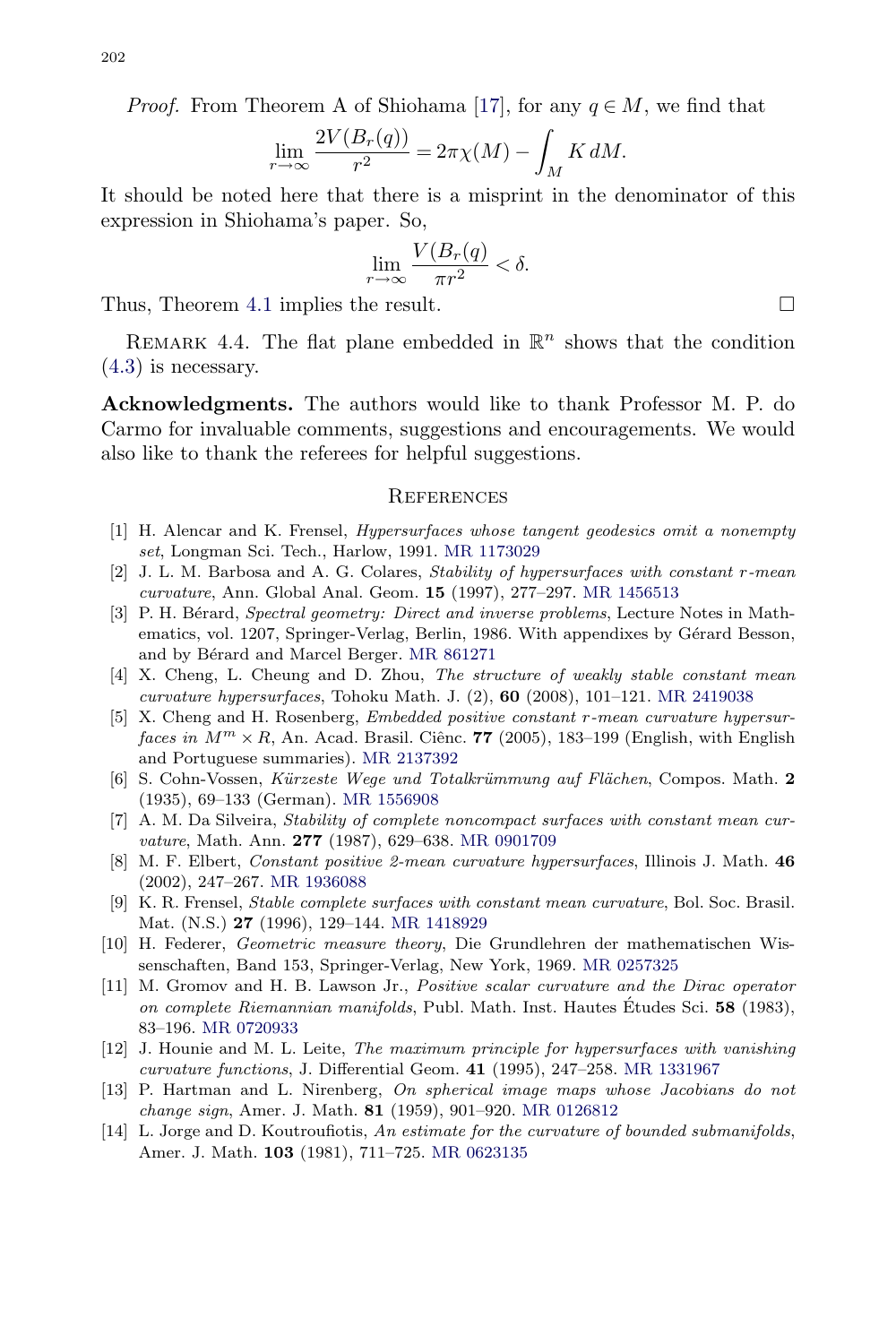*Proof.* From Theorem A of Shiohama [17], for any $q \in M$, we find that

$$\lim_{r\to\infty} \frac{2V(B_r(q))}{r^2} = 2\pi\chi(M) - \int_M K\, dM.$$

It should be noted here that there is a misprint in the denominator of this expression in Shiohama's paper. So,

$$\lim_{r\to\infty} \frac{V(B_r(q))}{\pi r^2} < \delta.$$

Thus, Theorem 4.1 implies the result. □

REMARK 4.4. The flat plane embedded in $\mathbb{R}^n$ shows that the condition (4.3) is necessary.

**Acknowledgments.** The authors would like to thank Professor M. P. do Carmo for invaluable comments, suggestions and encouragements. We would also like to thank the referees for helpful suggestions.

## References

[1] H. Alencar and K. Frensel, *Hypersurfaces whose tangent geodesics omit a nonempty set*, Longman Sci. Tech., Harlow, 1991. MR 1173029

[2] J. L. M. Barbosa and A. G. Colares, *Stability of hypersurfaces with constant r-mean curvature*, Ann. Global Anal. Geom. **15** (1997), 277–297. MR 1456513

[3] P. H. Bérard, *Spectral geometry: Direct and inverse problems*, Lecture Notes in Mathematics, vol. 1207, Springer-Verlag, Berlin, 1986. With appendixes by Gérard Besson, and by Bérard and Marcel Berger. MR 861271

[4] X. Cheng, L. Cheung and D. Zhou, *The structure of weakly stable constant mean curvature hypersurfaces*, Tohoku Math. J. (2), **60** (2008), 101–121. MR 2419038

[5] X. Cheng and H. Rosenberg, *Embedded positive constant r-mean curvature hypersurfaces in $M^m \times R$*, An. Acad. Brasil. Ciênc. **77** (2005), 183–199 (English, with English and Portuguese summaries). MR 2137392

[6] S. Cohn-Vossen, *Kürzeste Wege und Totalkrümmung auf Flächen*, Compos. Math. **2** (1935), 69–133 (German). MR 1556908

[7] A. M. Da Silveira, *Stability of complete noncompact surfaces with constant mean curvature*, Math. Ann. **277** (1987), 629–638. MR 0901709

[8] M. F. Elbert, *Constant positive 2-mean curvature hypersurfaces*, Illinois J. Math. **46** (2002), 247–267. MR 1936088

[9] K. R. Frensel, *Stable complete surfaces with constant mean curvature*, Bol. Soc. Brasil. Mat. (N.S.) **27** (1996), 129–144. MR 1418929

[10] H. Federer, *Geometric measure theory*, Die Grundlehren der mathematischen Wissenschaften, Band 153, Springer-Verlag, New York, 1969. MR 0257325

[11] M. Gromov and H. B. Lawson Jr., *Positive scalar curvature and the Dirac operator on complete Riemannian manifolds*, Publ. Math. Inst. Hautes Études Sci. **58** (1983), 83–196. MR 0720933

[12] J. Hounie and M. L. Leite, *The maximum principle for hypersurfaces with vanishing curvature functions*, J. Differential Geom. **41** (1995), 247–258. MR 1331967

[13] P. Hartman and L. Nirenberg, *On spherical image maps whose Jacobians do not change sign*, Amer. J. Math. **81** (1959), 901–920. MR 0126812

[14] L. Jorge and D. Koutroufiotis, *An estimate for the curvature of bounded submanifolds*, Amer. J. Math. **103** (1981), 711–725. MR 0623135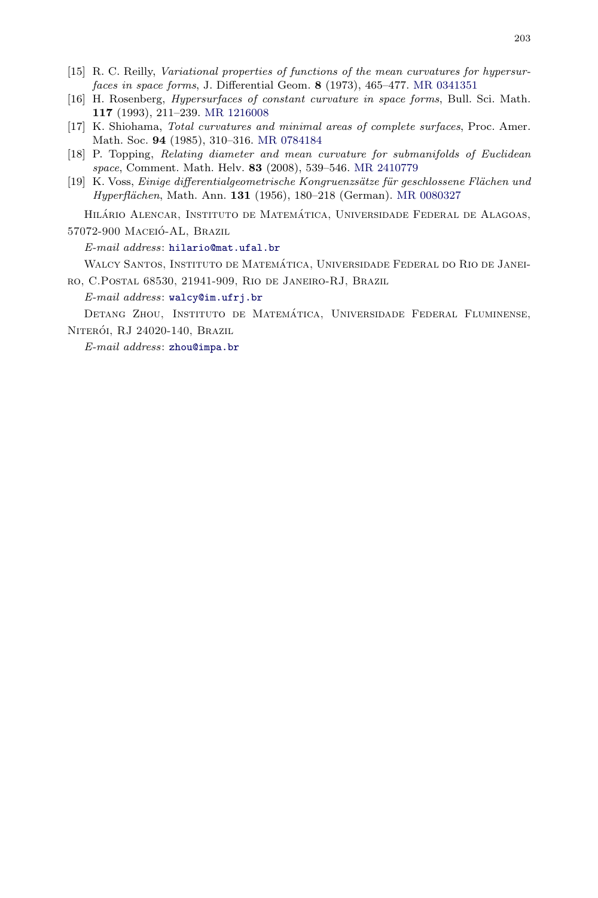[15] R. C. Reilly, *Variational properties of functions of the mean curvatures for hypersurfaces in space forms*, J. Differential Geom. **8** (1973), 465–477. MR 0341351

[16] H. Rosenberg, *Hypersurfaces of constant curvature in space forms*, Bull. Sci. Math. **117** (1993), 211–239. MR 1216008

[17] K. Shiohama, *Total curvatures and minimal areas of complete surfaces*, Proc. Amer. Math. Soc. **94** (1985), 310–316. MR 0784184

[18] P. Topping, *Relating diameter and mean curvature for submanifolds of Euclidean space*, Comment. Math. Helv. **83** (2008), 539–546. MR 2410779

[19] K. Voss, *Einige differentialgeometrische Kongruenzsätze für geschlossene Flächen und Hyperflächen*, Math. Ann. **131** (1956), 180–218 (German). MR 0080327

Hilário Alencar, Instituto de Matemática, Universidade Federal de Alagoas, 57072-900 Maceió-AL, Brazil

*E-mail address*: hilario@mat.ufal.br

Walcy Santos, Instituto de Matemática, Universidade Federal do Rio de Janeiro, C.Postal 68530, 21941-909, Rio de Janeiro-RJ, Brazil

*E-mail address*: walcy@im.ufrj.br

Detang Zhou, Instituto de Matemática, Universidade Federal Fluminense, Niterói, RJ 24020-140, Brazil

*E-mail address*: zhou@impa.br